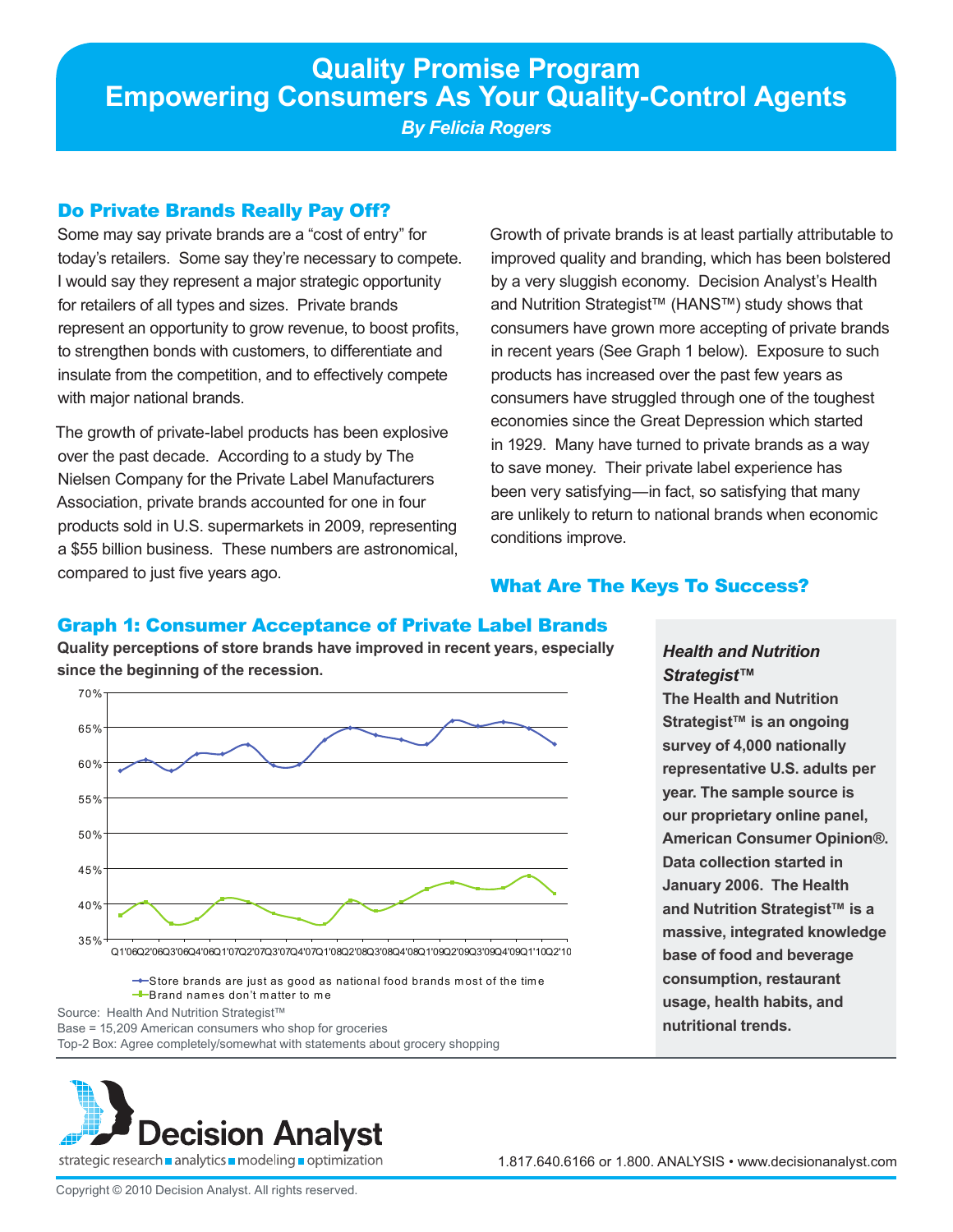# Quality Promise Program
# Empowering Consumers As Your Quality-Control Agents

***By Felicia Rogers***

## Do Private Brands Really Pay Off?

Some may say private brands are a "cost of entry" for today's retailers. Some say they're necessary to compete. I would say they represent a major strategic opportunity for retailers of all types and sizes. Private brands represent an opportunity to grow revenue, to boost profits, to strengthen bonds with customers, to differentiate and insulate from the competition, and to effectively compete with major national brands.

The growth of private-label products has been explosive over the past decade. According to a study by The Nielsen Company for the Private Label Manufacturers Association, private brands accounted for one in four products sold in U.S. supermarkets in 2009, representing a $55 billion business. These numbers are astronomical, compared to just five years ago.

Growth of private brands is at least partially attributable to improved quality and branding, which has been bolstered by a very sluggish economy. Decision Analyst's Health and Nutrition Strategist™ (HANS™) study shows that consumers have grown more accepting of private brands in recent years (See Graph 1 below). Exposure to such products has increased over the past few years as consumers have struggled through one of the toughest economies since the Great Depression which started in 1929. Many have turned to private brands as a way to save money. Their private label experience has been very satisfying—in fact, so satisfying that many are unlikely to return to national brands when economic conditions improve.

## What Are The Keys To Success?

## Graph 1: Consumer Acceptance of Private Label Brands

**Quality perceptions of store brands have improved in recent years, especially since the beginning of the recession.**

| Quarter | Store brands are just as good as national food brands most of the time | Brand names don't matter to me |
|---|---|---|
| Q1'06 | 59% | 38% |
| Q2'06 | 60% | 40% |
| Q3'06 | 59% | 37% |
| Q4'06 | 61% | 38% |
| Q1'07 | 61% | 41% |
| Q2'07 | 62% | 40% |
| Q3'07 | 60% | 39% |
| Q4'07 | 60% | 38% |
| Q1'08 | 63% | 37% |
| Q2'08 | 65% | 41% |
| Q3'08 | 64% | 39% |
| Q4'08 | 63% | 40% |
| Q1'09 | 63% | 42% |
| Q2'09 | 66% | 43% |
| Q3'09 | 65% | 42% |
| Q4'09 | 66% | 42% |
| Q1'10 | 65% | 44% |
| Q2'10 | 63% | 41% |

Source: Health And Nutrition Strategist™
Base = 15,209 American consumers who shop for groceries
Top-2 Box: Agree completely/somewhat with statements about grocery shopping

### *Health and Nutrition Strategist™*

**The Health and Nutrition Strategist™ is an ongoing survey of 4,000 nationally representative U.S. adults per year. The sample source is our proprietary online panel, American Consumer Opinion®. Data collection started in January 2006. The Health and Nutrition Strategist™ is a massive, integrated knowledge base of food and beverage consumption, restaurant usage, health habits, and nutritional trends.**

Decision Analyst
strategic research ▪ analytics ▪ modeling ▪ optimization

1.817.640.6166 or 1.800. ANALYSIS • www.decisionanalyst.com

Copyright © 2010 Decision Analyst. All rights reserved.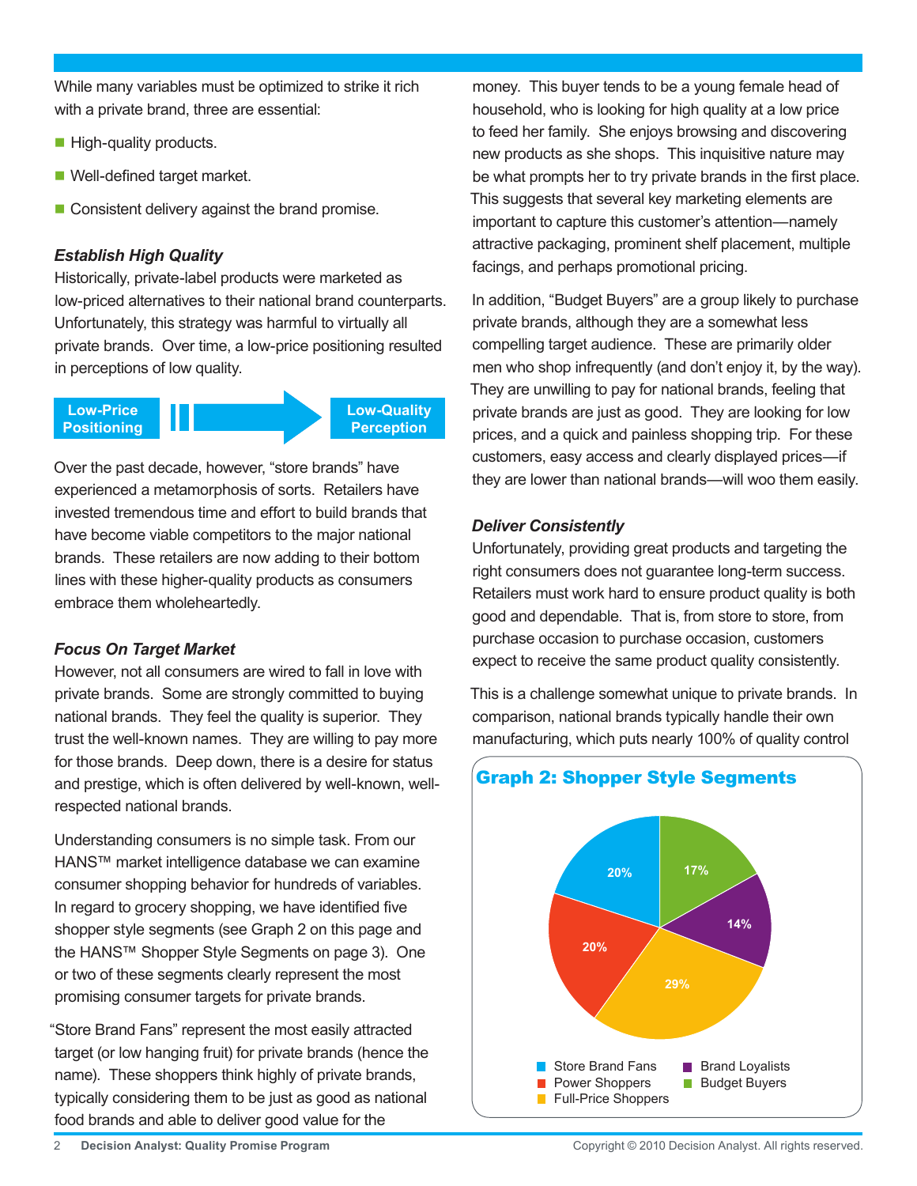While many variables must be optimized to strike it rich with a private brand, three are essential:

- High-quality products.
- Well-defined target market.
- Consistent delivery against the brand promise.

### *Establish High Quality*

Historically, private-label products were marketed as low-priced alternatives to their national brand counterparts. Unfortunately, this strategy was harmful to virtually all private brands. Over time, a low-price positioning resulted in perceptions of low quality.

**Low-Price Positioning** → **Low-Quality Perception**

Over the past decade, however, "store brands" have experienced a metamorphosis of sorts. Retailers have invested tremendous time and effort to build brands that have become viable competitors to the major national brands. These retailers are now adding to their bottom lines with these higher-quality products as consumers embrace them wholeheartedly.

### *Focus On Target Market*

However, not all consumers are wired to fall in love with private brands. Some are strongly committed to buying national brands. They feel the quality is superior. They trust the well-known names. They are willing to pay more for those brands. Deep down, there is a desire for status and prestige, which is often delivered by well-known, well-respected national brands.

Understanding consumers is no simple task. From our HANS™ market intelligence database we can examine consumer shopping behavior for hundreds of variables. In regard to grocery shopping, we have identified five shopper style segments (see Graph 2 on this page and the HANS™ Shopper Style Segments on page 3). One or two of these segments clearly represent the most promising consumer targets for private brands.

"Store Brand Fans" represent the most easily attracted target (or low hanging fruit) for private brands (hence the name). These shoppers think highly of private brands, typically considering them to be just as good as national food brands and able to deliver good value for the money. This buyer tends to be a young female head of household, who is looking for high quality at a low price to feed her family. She enjoys browsing and discovering new products as she shops. This inquisitive nature may be what prompts her to try private brands in the first place. This suggests that several key marketing elements are important to capture this customer's attention—namely attractive packaging, prominent shelf placement, multiple facings, and perhaps promotional pricing.

In addition, "Budget Buyers" are a group likely to purchase private brands, although they are a somewhat less compelling target audience. These are primarily older men who shop infrequently (and don't enjoy it, by the way). They are unwilling to pay for national brands, feeling that private brands are just as good. They are looking for low prices, and a quick and painless shopping trip. For these customers, easy access and clearly displayed prices—if they are lower than national brands—will woo them easily.

### *Deliver Consistently*

Unfortunately, providing great products and targeting the right consumers does not guarantee long-term success. Retailers must work hard to ensure product quality is both good and dependable. That is, from store to store, from purchase occasion to purchase occasion, customers expect to receive the same product quality consistently.

This is a challenge somewhat unique to private brands. In comparison, national brands typically handle their own manufacturing, which puts nearly 100% of quality control

**Graph 2: Shopper Style Segments**

| Segment | Share |
|---|---|
| Store Brand Fans | 20% |
| Power Shoppers | 20% |
| Full-Price Shoppers | 29% |
| Brand Loyalists | 14% |
| Budget Buyers | 17% |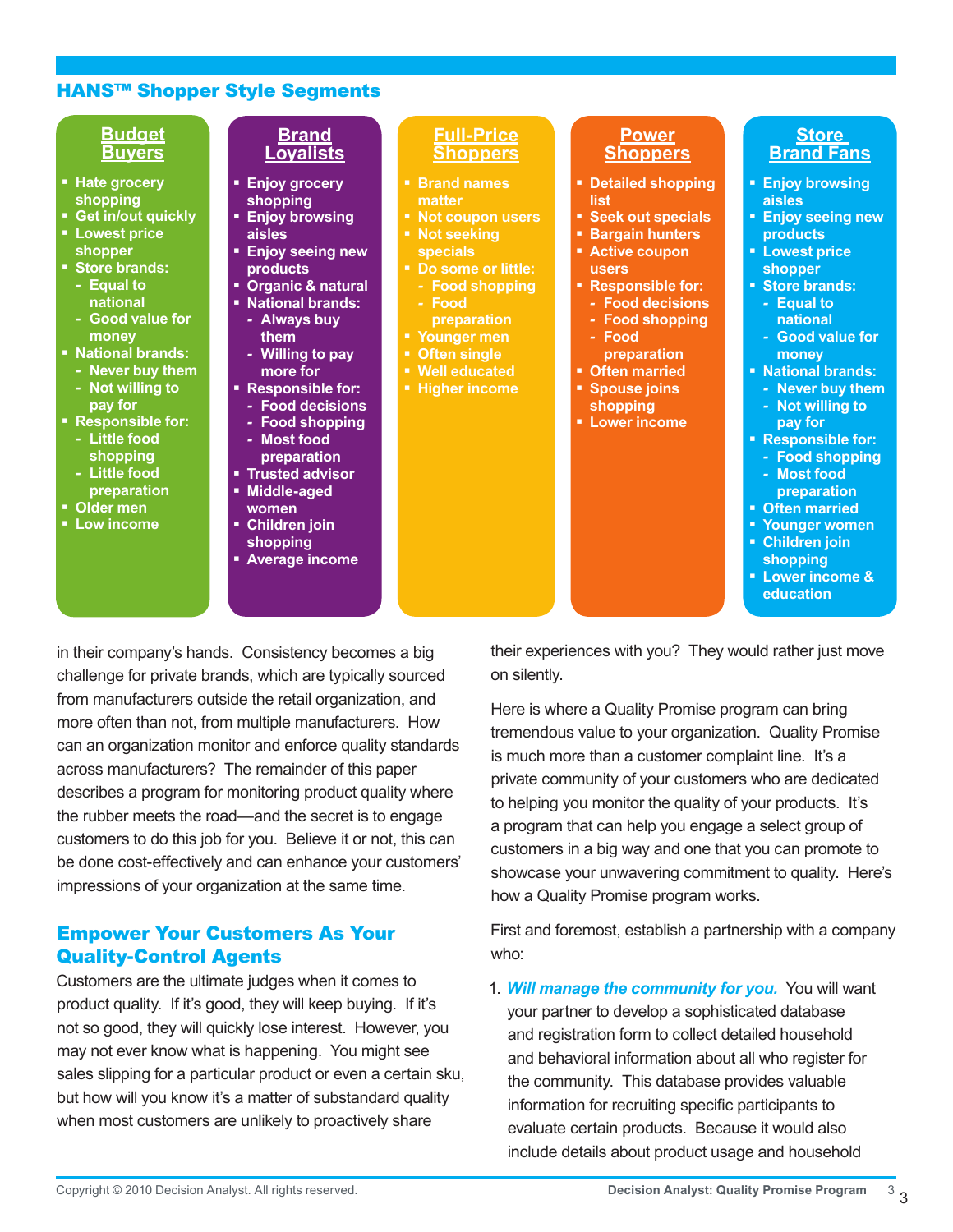## HANS™ Shopper Style Segments

### Budget Buyers

- Hate grocery shopping
- Get in/out quickly
- Lowest price shopper
- Store brands:
  - Equal to national
  - Good value for money
- National brands:
  - Never buy them
  - Not willing to pay for
- Responsible for:
  - Little food shopping
  - Little food preparation
- Older men
- Low income

### Brand Loyalists

- Enjoy grocery shopping
- Enjoy browsing aisles
- Enjoy seeing new products
- Organic & natural
- National brands:
  - Always buy them
  - Willing to pay more for
- Responsible for:
  - Food decisions
  - Food shopping
  - Most food preparation
- Trusted advisor
- Middle-aged women
- Children join shopping
- Average income

### Full-Price Shoppers

- Brand names matter
- Not coupon users
- Not seeking specials
- Do some or little:
  - Food shopping
  - Food preparation
- Younger men
- Often single
- Well educated
- Higher income

### Power Shoppers

- Detailed shopping list
- Seek out specials
- Bargain hunters
- Active coupon users
- Responsible for:
  - Food decisions
  - Food shopping
  - Food preparation
- Often married
- Spouse joins shopping
- Lower income

### Store Brand Fans

- Enjoy browsing aisles
- Enjoy seeing new products
- Lowest price shopper
- Store brands:
  - Equal to national
  - Good value for money
- National brands:
  - Never buy them
  - Not willing to pay for
- Responsible for:
  - Food shopping
  - Most food preparation
- Often married
- Younger women
- Children join shopping
- Lower income & education

in their company's hands. Consistency becomes a big challenge for private brands, which are typically sourced from manufacturers outside the retail organization, and more often than not, from multiple manufacturers. How can an organization monitor and enforce quality standards across manufacturers? The remainder of this paper describes a program for monitoring product quality where the rubber meets the road—and the secret is to engage customers to do this job for you. Believe it or not, this can be done cost-effectively and can enhance your customers' impressions of your organization at the same time.

## Empower Your Customers As Your Quality-Control Agents

Customers are the ultimate judges when it comes to product quality. If it's good, they will keep buying. If it's not so good, they will quickly lose interest. However, you may not ever know what is happening. You might see sales slipping for a particular product or even a certain sku, but how will you know it's a matter of substandard quality when most customers are unlikely to proactively share their experiences with you? They would rather just move on silently.

Here is where a Quality Promise program can bring tremendous value to your organization. Quality Promise is much more than a customer complaint line. It's a private community of your customers who are dedicated to helping you monitor the quality of your products. It's a program that can help you engage a select group of customers in a big way and one that you can promote to showcase your unwavering commitment to quality. Here's how a Quality Promise program works.

First and foremost, establish a partnership with a company who:

1. ***Will manage the community for you.*** You will want your partner to develop a sophisticated database and registration form to collect detailed household and behavioral information about all who register for the community. This database provides valuable information for recruiting specific participants to evaluate certain products. Because it would also include details about product usage and household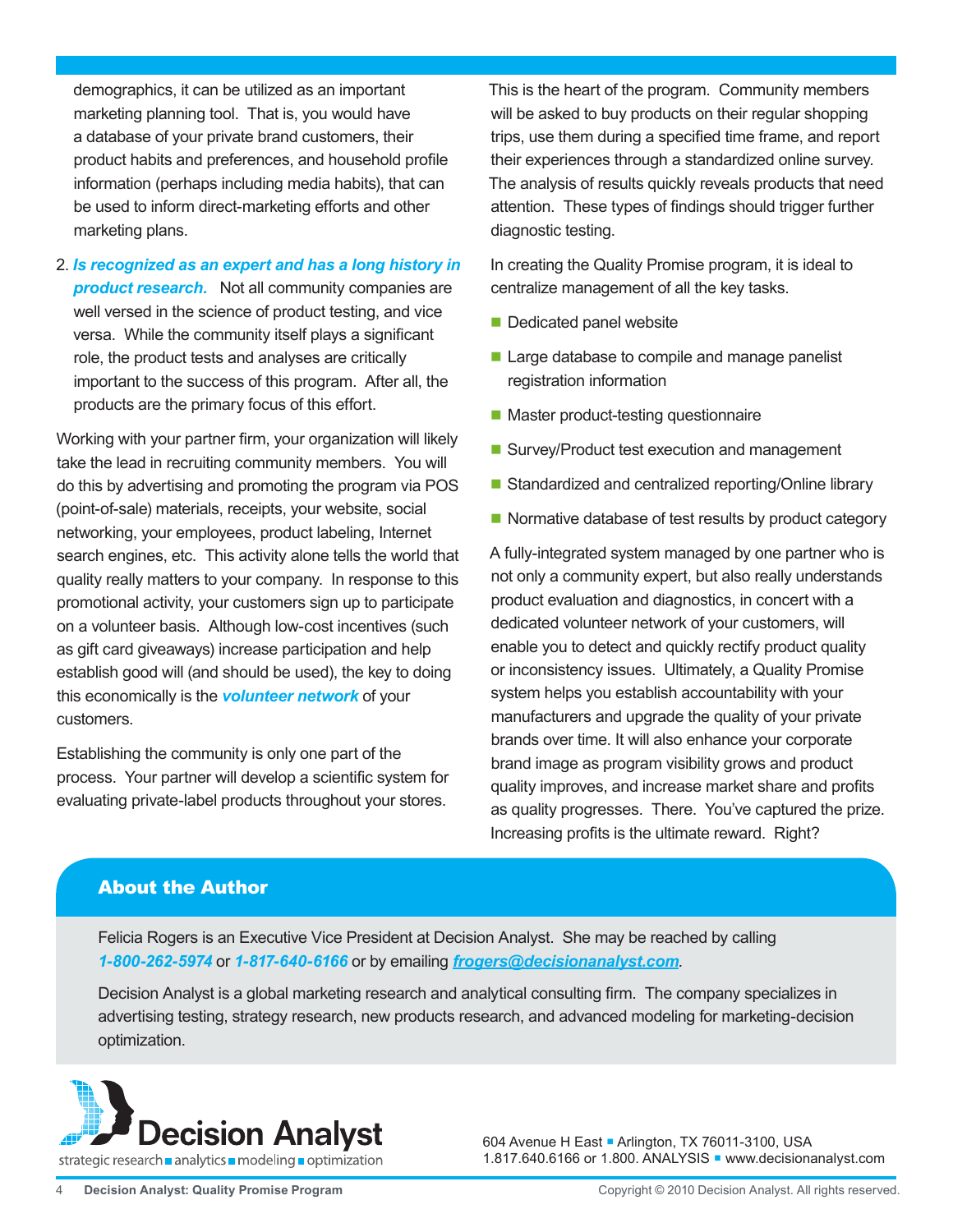demographics, it can be utilized as an important marketing planning tool. That is, you would have a database of your private brand customers, their product habits and preferences, and household profile information (perhaps including media habits), that can be used to inform direct-marketing efforts and other marketing plans.

2. ***Is recognized as an expert and has a long history in product research.*** Not all community companies are well versed in the science of product testing, and vice versa. While the community itself plays a significant role, the product tests and analyses are critically important to the success of this program. After all, the products are the primary focus of this effort.

Working with your partner firm, your organization will likely take the lead in recruiting community members. You will do this by advertising and promoting the program via POS (point-of-sale) materials, receipts, your website, social networking, your employees, product labeling, Internet search engines, etc. This activity alone tells the world that quality really matters to your company. In response to this promotional activity, your customers sign up to participate on a volunteer basis. Although low-cost incentives (such as gift card giveaways) increase participation and help establish good will (and should be used), the key to doing this economically is the ***volunteer network*** of your customers.

Establishing the community is only one part of the process. Your partner will develop a scientific system for evaluating private-label products throughout your stores. This is the heart of the program. Community members will be asked to buy products on their regular shopping trips, use them during a specified time frame, and report their experiences through a standardized online survey. The analysis of results quickly reveals products that need attention. These types of findings should trigger further diagnostic testing.

In creating the Quality Promise program, it is ideal to centralize management of all the key tasks.

- Dedicated panel website
- Large database to compile and manage panelist registration information
- Master product-testing questionnaire
- Survey/Product test execution and management
- Standardized and centralized reporting/Online library
- Normative database of test results by product category

A fully-integrated system managed by one partner who is not only a community expert, but also really understands product evaluation and diagnostics, in concert with a dedicated volunteer network of your customers, will enable you to detect and quickly rectify product quality or inconsistency issues. Ultimately, a Quality Promise system helps you establish accountability with your manufacturers and upgrade the quality of your private brands over time. It will also enhance your corporate brand image as program visibility grows and product quality improves, and increase market share and profits as quality progresses. There. You've captured the prize. Increasing profits is the ultimate reward. Right?

## About the Author

Felicia Rogers is an Executive Vice President at Decision Analyst. She may be reached by calling ***1-800-262-5974*** or ***1-817-640-6166*** or by emailing ***frogers@decisionanalyst.com***.

Decision Analyst is a global marketing research and analytical consulting firm. The company specializes in advertising testing, strategy research, new products research, and advanced modeling for marketing-decision optimization.

**Decision Analyst**
strategic research ▪ analytics ▪ modeling ▪ optimization

604 Avenue H East ▪ Arlington, TX 76011-3100, USA
1.817.640.6166 or 1.800. ANALYSIS ▪ www.decisionanalyst.com

Copyright © 2010 Decision Analyst. All rights reserved.